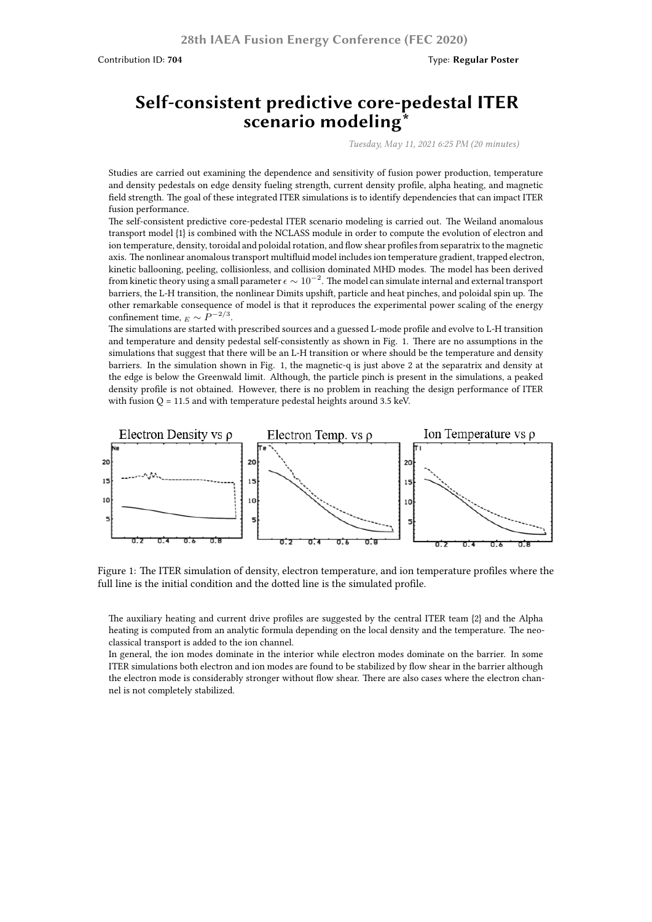Contribution ID: **704**

Type: **Regular Poster**

# Self-consistent predictive core-pedestal ITER scenario modeling*

*Tuesday, May 11, 2021 6:25 PM (20 minutes)*

Studies are carried out examining the dependence and sensitivity of fusion power production, temperature and density pedestals on edge density fueling strength, current density profile, alpha heating, and magnetic field strength. The goal of these integrated ITER simulations is to identify dependencies that can impact ITER fusion performance.

The self-consistent predictive core-pedestal ITER scenario modeling is carried out. The Weiland anomalous transport model {1} is combined with the NCLASS module in order to compute the evolution of electron and ion temperature, density, toroidal and poloidal rotation, and flow shear profiles from separatrix to the magnetic axis. The nonlinear anomalous transport multifluid model includes ion temperature gradient, trapped electron, kinetic ballooning, peeling, collisionless, and collision dominated MHD modes. The model has been derived from kinetic theory using a small parameter $\epsilon \sim 10^{-2}$. The model can simulate internal and external transport barriers, the L-H transition, the nonlinear Dimits upshift, particle and heat pinches, and poloidal spin up. The other remarkable consequence of model is that it reproduces the experimental power scaling of the energy confinement time, $_E \sim P^{-2/3}$.

The simulations are started with prescribed sources and a guessed L-mode profile and evolve to L-H transition and temperature and density pedestal self-consistently as shown in Fig. 1. There are no assumptions in the simulations that suggest that there will be an L-H transition or where should be the temperature and density barriers. In the simulation shown in Fig. 1, the magnetic-q is just above 2 at the separatrix and density at the edge is below the Greenwald limit. Although, the particle pinch is present in the simulations, a peaked density profile is not obtained. However, there is no problem in reaching the design performance of ITER with fusion Q = 11.5 and with temperature pedestal heights around 3.5 keV.

Electron Density vs ρ

Ne

20
15
10
5

0.2 0.4 0.6 0.8

Electron Temp. vs ρ

Te

20
15
10
5

0.2 0.4 0.6 0.8

Ion Temperature vs ρ

Ti

20
15
10
5

0.2 0.4 0.6 0.8

Figure 1: The ITER simulation of density, electron temperature, and ion temperature profiles where the full line is the initial condition and the dotted line is the simulated profile.

The auxiliary heating and current drive profiles are suggested by the central ITER team {2} and the Alpha heating is computed from an analytic formula depending on the local density and the temperature. The neoclassical transport is added to the ion channel.

In general, the ion modes dominate in the interior while electron modes dominate on the barrier. In some ITER simulations both electron and ion modes are found to be stabilized by flow shear in the barrier although the electron mode is considerably stronger without flow shear. There are also cases where the electron channel is not completely stabilized.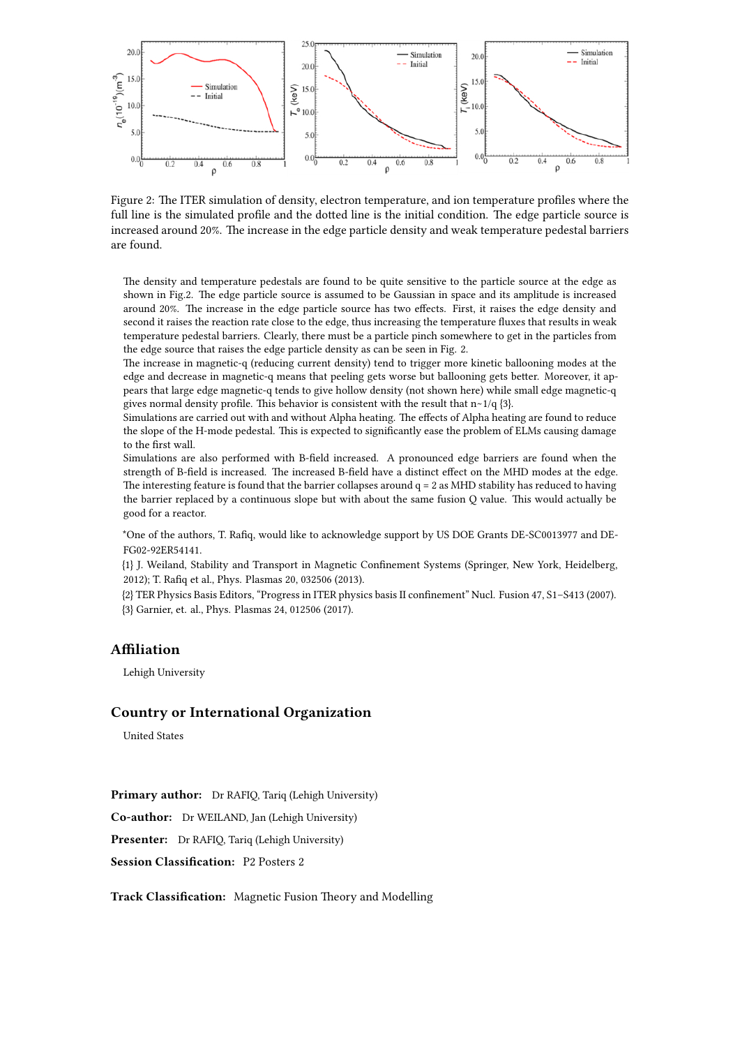$n_e(10^{19})(m^{-3})$

20.0
15.0
10.0
5.0
0.0

0 0.2 0.4 0.6 0.8 1

ρ

Simulation
Initial

$T_e$ (keV)

25.0
20.0
15.0
10.0
5.0
0.0

0 0.2 0.4 0.6 0.8 1

ρ

Simulation
Initial

$T_i$ (keV)

20.0
15.0
10.0
5.0
0.0

0 0.2 0.4 0.6 0.8 1

ρ

Simulation
Initial

Figure 2: The ITER simulation of density, electron temperature, and ion temperature profiles where the full line is the simulated profile and the dotted line is the initial condition. The edge particle source is increased around 20%. The increase in the edge particle density and weak temperature pedestal barriers are found.

The density and temperature pedestals are found to be quite sensitive to the particle source at the edge as shown in Fig.2. The edge particle source is assumed to be Gaussian in space and its amplitude is increased around 20%. The increase in the edge particle source has two effects. First, it raises the edge density and second it raises the reaction rate close to the edge, thus increasing the temperature fluxes that results in weak temperature pedestal barriers. Clearly, there must be a particle pinch somewhere to get in the particles from the edge source that raises the edge particle density as can be seen in Fig. 2.

The increase in magnetic-q (reducing current density) tend to trigger more kinetic ballooning modes at the edge and decrease in magnetic-q means that peeling gets worse but ballooning gets better. Moreover, it appears that large edge magnetic-q tends to give hollow density (not shown here) while small edge magnetic-q gives normal density profile. This behavior is consistent with the result that n~1/q {3}.

Simulations are carried out with and without Alpha heating. The effects of Alpha heating are found to reduce the slope of the H-mode pedestal. This is expected to significantly ease the problem of ELMs causing damage to the first wall.

Simulations are also performed with B-field increased. A pronounced edge barriers are found when the strength of B-field is increased. The increased B-field have a distinct effect on the MHD modes at the edge. The interesting feature is found that the barrier collapses around q = 2 as MHD stability has reduced to having the barrier replaced by a continuous slope but with about the same fusion Q value. This would actually be good for a reactor.

*One of the authors, T. Rafiq, would like to acknowledge support by US DOE Grants DE-SC0013977 and DE-FG02-92ER54141.

{1} J. Weiland, Stability and Transport in Magnetic Confinement Systems (Springer, New York, Heidelberg, 2012); T. Rafiq et al., Phys. Plasmas 20, 032506 (2013).

{2} TER Physics Basis Editors, "Progress in ITER physics basis II confinement" Nucl. Fusion 47, S1–S413 (2007).

{3} Garnier, et. al., Phys. Plasmas 24, 012506 (2017).

## Affiliation

Lehigh University

## Country or International Organization

United States

**Primary author:** Dr RAFIQ, Tariq (Lehigh University)

**Co-author:** Dr WEILAND, Jan (Lehigh University)

**Presenter:** Dr RAFIQ, Tariq (Lehigh University)

**Session Classification:** P2 Posters 2

**Track Classification:** Magnetic Fusion Theory and Modelling